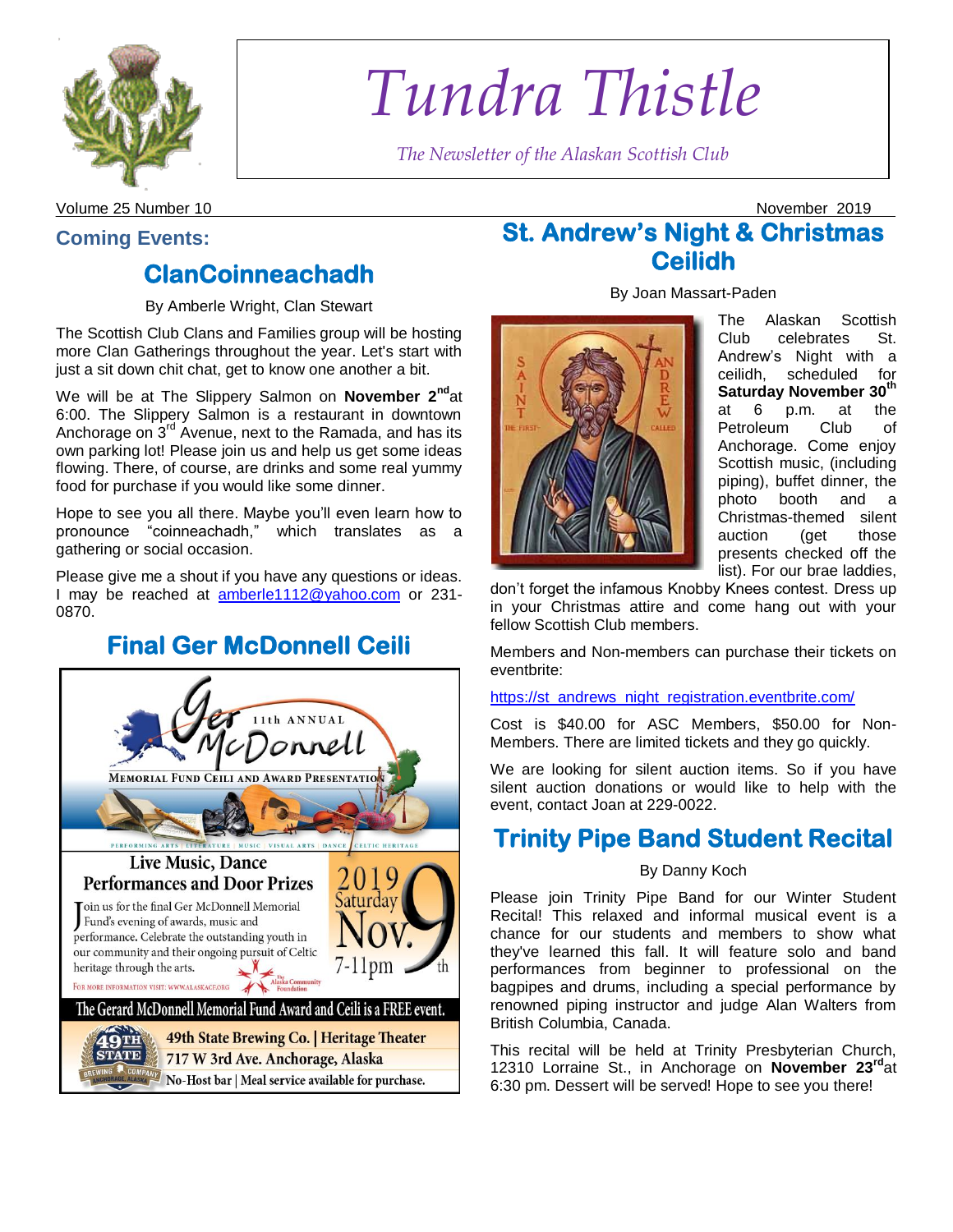# Tundra Thistle

*The Newsletter of the Alaskan Scottish Club*

Volume 25 Number 10 November 2019

## Coming Events:

## ClanCoinneachadh

By Amberle Wright, Clan Stewart

The Scottish Club Clans and Families group will be hosting more Clan Gatherings throughout the year. Let's start with just a sit down chit chat, get to know one another a bit.

We will be at The Slippery Salmon on **November 2nd** at 6:00. The Slippery Salmon is a restaurant in downtown Anchorage on 3rd Avenue, next to the Ramada, and has its own parking lot! Please join us and help us get some ideas flowing. There, of course, are drinks and some real yummy food for purchase if you would like some dinner.

Hope to see you all there. Maybe you'll even learn how to pronounce "coinneachadh," which translates as a gathering or social occasion.

Please give me a shout if you have any questions or ideas. I may be reached at amberle1112@yahoo.com or 231-0870.

## Final Ger McDonnell Ceili

Ger McDonnell 11th ANNUAL

MEMORIAL FUND CEILI AND AWARD PRESENTATION

PERFORMING ARTS | LITERATURE | MUSIC | VISUAL ARTS | DANCE | CELTIC HERITAGE

**Live Music, Dance Performances and Door Prizes**

2019 Saturday Nov. 9th 7-11pm

Join us for the final Ger McDonnell Memorial Fund's evening of awards, music and performance. Celebrate the outstanding youth in our community and their ongoing pursuit of Celtic heritage through the arts.

FOR MORE INFORMATION VISIT: WWW.ALASKACF.ORG

The Alaska Community Foundation

**The Gerard McDonnell Memorial Fund Award and Ceili is a FREE event.**

49th State Brewing Co. | Heritage Theater
717 W 3rd Ave. Anchorage, Alaska
No-Host bar | Meal service available for purchase.

## St. Andrew's Night & Christmas Ceilidh

By Joan Massart-Paden

The Alaskan Scottish Club celebrates St. Andrew's Night with a ceilidh, scheduled for **Saturday November 30th** at 6 p.m. at the Petroleum Club of Anchorage. Come enjoy Scottish music, (including piping), buffet dinner, the photo booth and a Christmas-themed silent auction (get those presents checked off the list). For our brae laddies, don't forget the infamous Knobby Knees contest. Dress up in your Christmas attire and come hang out with your fellow Scottish Club members.

Members and Non-members can purchase their tickets on eventbrite:

https://st_andrews_night_registration.eventbrite.com/

Cost is $40.00 for ASC Members, $50.00 for Non-Members. There are limited tickets and they go quickly.

We are looking for silent auction items. So if you have silent auction donations or would like to help with the event, contact Joan at 229-0022.

## Trinity Pipe Band Student Recital

By Danny Koch

Please join Trinity Pipe Band for our Winter Student Recital! This relaxed and informal musical event is a chance for our students and members to show what they've learned this fall. It will feature solo and band performances from beginner to professional on the bagpipes and drums, including a special performance by renowned piping instructor and judge Alan Walters from British Columbia, Canada.

This recital will be held at Trinity Presbyterian Church, 12310 Lorraine St., in Anchorage on **November 23rd** at 6:30 pm. Dessert will be served! Hope to see you there!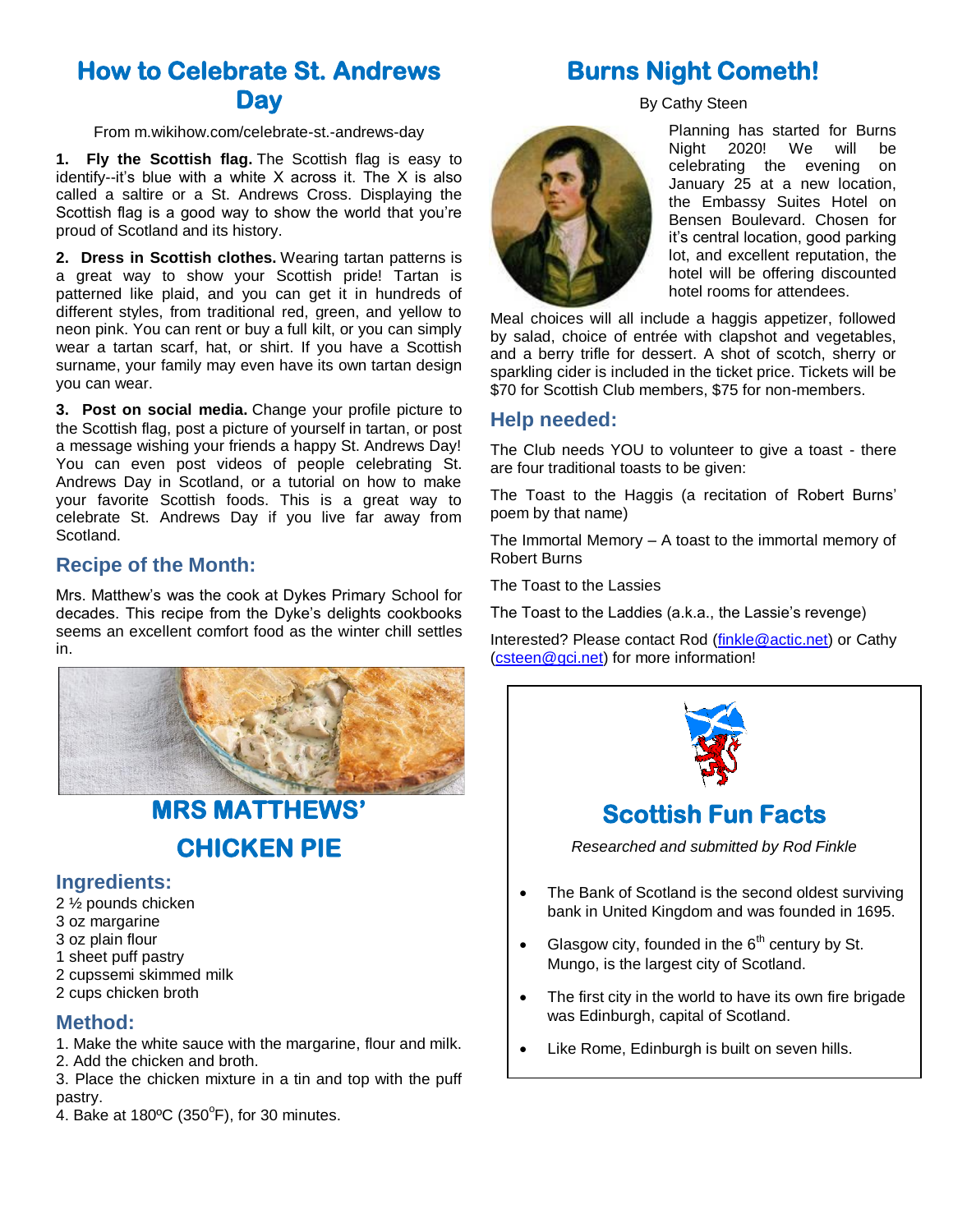# How to Celebrate St. Andrews Day

From m.wikihow.com/celebrate-st.-andrews-day

**1. Fly the Scottish flag.** The Scottish flag is easy to identify--it's blue with a white X across it. The X is also called a saltire or a St. Andrews Cross. Displaying the Scottish flag is a good way to show the world that you're proud of Scotland and its history.

**2. Dress in Scottish clothes.** Wearing tartan patterns is a great way to show your Scottish pride! Tartan is patterned like plaid, and you can get it in hundreds of different styles, from traditional red, green, and yellow to neon pink. You can rent or buy a full kilt, or you can simply wear a tartan scarf, hat, or shirt. If you have a Scottish surname, your family may even have its own tartan design you can wear.

**3. Post on social media.** Change your profile picture to the Scottish flag, post a picture of yourself in tartan, or post a message wishing your friends a happy St. Andrews Day! You can even post videos of people celebrating St. Andrews Day in Scotland, or a tutorial on how to make your favorite Scottish foods. This is a great way to celebrate St. Andrews Day if you live far away from Scotland.

## Recipe of the Month:

Mrs. Matthew's was the cook at Dykes Primary School for decades. This recipe from the Dyke's delights cookbooks seems an excellent comfort food as the winter chill settles in.

# MRS MATTHEWS' CHICKEN PIE

## Ingredients:

2 ½ pounds chicken
3 oz margarine
3 oz plain flour
1 sheet puff pastry
2 cupssemi skimmed milk
2 cups chicken broth

## Method:

1. Make the white sauce with the margarine, flour and milk.
2. Add the chicken and broth.
3. Place the chicken mixture in a tin and top with the puff pastry.
4. Bake at 180ºC (350°F), for 30 minutes.

# Burns Night Cometh!

By Cathy Steen

Planning has started for Burns Night 2020! We will be celebrating the evening on January 25 at a new location, the Embassy Suites Hotel on Bensen Boulevard. Chosen for it's central location, good parking lot, and excellent reputation, the hotel will be offering discounted hotel rooms for attendees.

Meal choices will all include a haggis appetizer, followed by salad, choice of entrée with clapshot and vegetables, and a berry trifle for dessert. A shot of scotch, sherry or sparkling cider is included in the ticket price. Tickets will be $70 for Scottish Club members, $75 for non-members.

## Help needed:

The Club needs YOU to volunteer to give a toast - there are four traditional toasts to be given:

The Toast to the Haggis (a recitation of Robert Burns' poem by that name)

The Immortal Memory – A toast to the immortal memory of Robert Burns

The Toast to the Lassies

The Toast to the Laddies (a.k.a., the Lassie's revenge)

Interested? Please contact Rod (finkle@actic.net) or Cathy (csteen@gci.net) for more information!

# Scottish Fun Facts

*Researched and submitted by Rod Finkle*

- The Bank of Scotland is the second oldest surviving bank in United Kingdom and was founded in 1695.
- Glasgow city, founded in the 6th century by St. Mungo, is the largest city of Scotland.
- The first city in the world to have its own fire brigade was Edinburgh, capital of Scotland.
- Like Rome, Edinburgh is built on seven hills.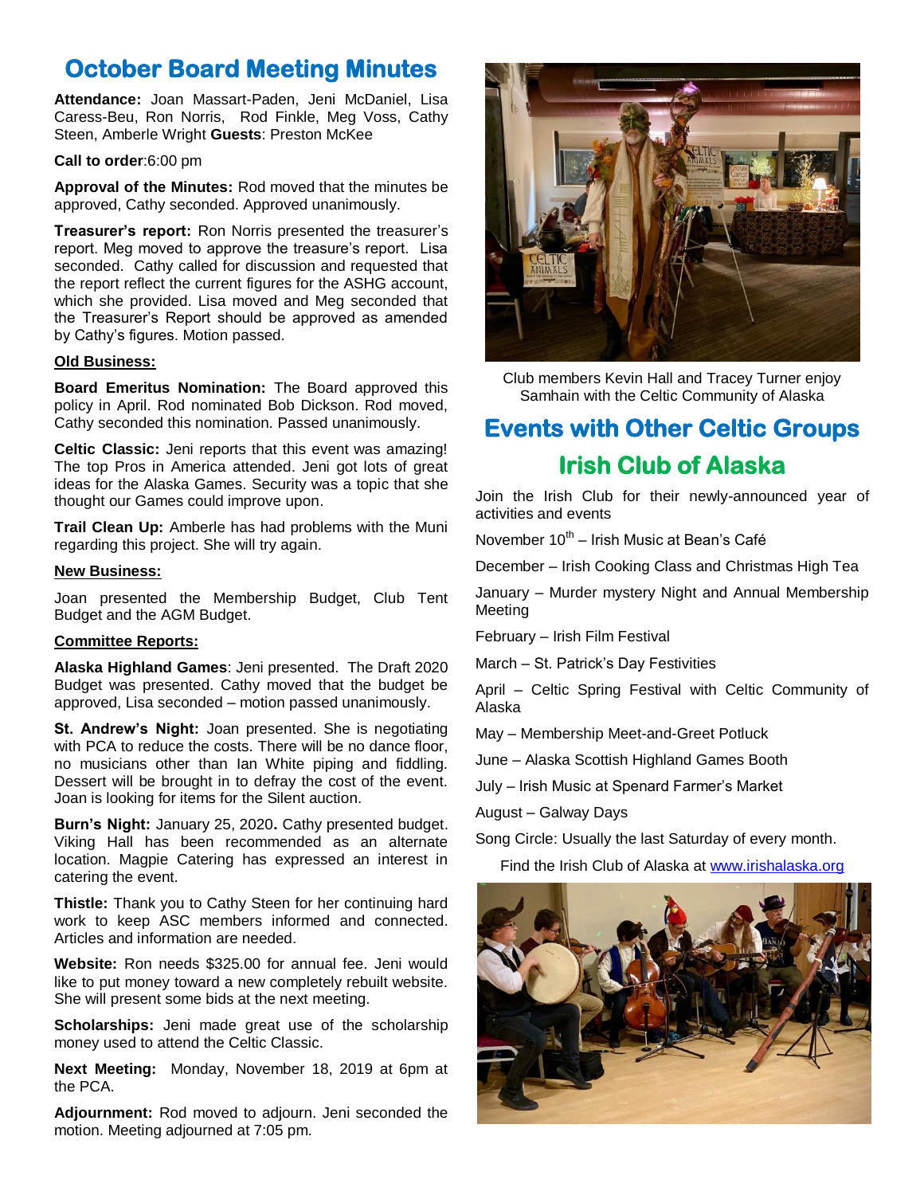# October Board Meeting Minutes

**Attendance:** Joan Massart-Paden, Jeni McDaniel, Lisa Caress-Beu, Ron Norris, Rod Finkle, Meg Voss, Cathy Steen, Amberle Wright **Guests**: Preston McKee

**Call to order**:6:00 pm

**Approval of the Minutes:** Rod moved that the minutes be approved, Cathy seconded. Approved unanimously.

**Treasurer's report:** Ron Norris presented the treasurer's report. Meg moved to approve the treasure's report. Lisa seconded. Cathy called for discussion and requested that the report reflect the current figures for the ASHG account, which she provided. Lisa moved and Meg seconded that the Treasurer's Report should be approved as amended by Cathy's figures. Motion passed.

**Old Business:**

**Board Emeritus Nomination:** The Board approved this policy in April. Rod nominated Bob Dickson. Rod moved, Cathy seconded this nomination. Passed unanimously.

**Celtic Classic:** Jeni reports that this event was amazing! The top Pros in America attended. Jeni got lots of great ideas for the Alaska Games. Security was a topic that she thought our Games could improve upon.

**Trail Clean Up:** Amberle has had problems with the Muni regarding this project. She will try again.

**New Business:**

Joan presented the Membership Budget, Club Tent Budget and the AGM Budget.

**Committee Reports:**

**Alaska Highland Games**: Jeni presented. The Draft 2020 Budget was presented. Cathy moved that the budget be approved, Lisa seconded – motion passed unanimously.

**St. Andrew's Night:** Joan presented. She is negotiating with PCA to reduce the costs. There will be no dance floor, no musicians other than Ian White piping and fiddling. Dessert will be brought in to defray the cost of the event. Joan is looking for items for the Silent auction.

**Burn's Night:** January 25, 2020**.** Cathy presented budget. Viking Hall has been recommended as an alternate location. Magpie Catering has expressed an interest in catering the event.

**Thistle:** Thank you to Cathy Steen for her continuing hard work to keep ASC members informed and connected. Articles and information are needed.

**Website:** Ron needs $325.00 for annual fee. Jeni would like to put money toward a new completely rebuilt website. She will present some bids at the next meeting.

**Scholarships:** Jeni made great use of the scholarship money used to attend the Celtic Classic.

**Next Meeting:** Monday, November 18, 2019 at 6pm at the PCA.

**Adjournment:** Rod moved to adjourn. Jeni seconded the motion. Meeting adjourned at 7:05 pm.

Club members Kevin Hall and Tracey Turner enjoy Samhain with the Celtic Community of Alaska

# Events with Other Celtic Groups

## Irish Club of Alaska

Join the Irish Club for their newly-announced year of activities and events

November 10th – Irish Music at Bean's Café

December – Irish Cooking Class and Christmas High Tea

January – Murder mystery Night and Annual Membership Meeting

February – Irish Film Festival

March – St. Patrick's Day Festivities

April – Celtic Spring Festival with Celtic Community of Alaska

May – Membership Meet-and-Greet Potluck

June – Alaska Scottish Highland Games Booth

July – Irish Music at Spenard Farmer's Market

August – Galway Days

Song Circle: Usually the last Saturday of every month.

Find the Irish Club of Alaska at www.irishalaska.org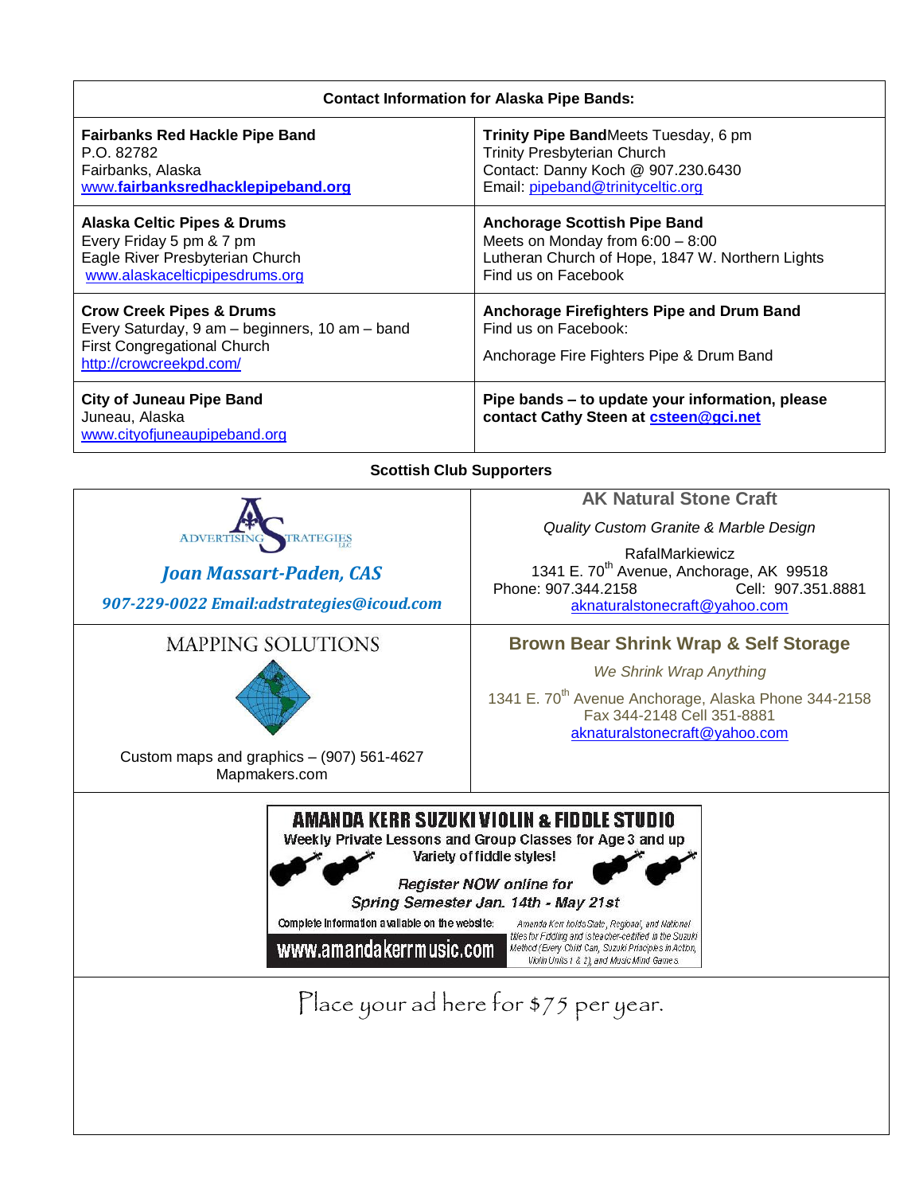| Contact Information for Alaska Pipe Bands: | |
|---|---|
| **Fairbanks Red Hackle Pipe Band**<br>P.O. 82782<br>Fairbanks, Alaska<br>www.**fairbanksredhacklepipeband.org** | **Trinity Pipe Band**Meets Tuesday, 6 pm<br>Trinity Presbyterian Church<br>Contact: Danny Koch @ 907.230.6430<br>Email: pipeband@trinityceltic.org |
| **Alaska Celtic Pipes & Drums**<br>Every Friday 5 pm & 7 pm<br>Eagle River Presbyterian Church<br>www.alaskacelticpipesdrums.org | **Anchorage Scottish Pipe Band**<br>Meets on Monday from 6:00 – 8:00<br>Lutheran Church of Hope, 1847 W. Northern Lights<br>Find us on Facebook |
| **Crow Creek Pipes & Drums**<br>Every Saturday, 9 am – beginners, 10 am – band<br>First Congregational Church<br>http://crowcreekpd.com/ | **Anchorage Firefighters Pipe and Drum Band**<br>Find us on Facebook:<br>Anchorage Fire Fighters Pipe & Drum Band |
| **City of Juneau Pipe Band**<br>Juneau, Alaska<br>www.cityofjuneaupipeband.org | **Pipe bands – to update your information, please contact Cathy Steen at csteen@gci.net** |

**Scottish Club Supporters**

ADVERTISING STRATEGIES LLC

***Joan Massart-Paden, CAS***

***907-229-0022 Email:adstrategies@icoud.com***

**AK Natural Stone Craft**

*Quality Custom Granite & Marble Design*

RafalMarkiewicz
1341 E. 70th Avenue, Anchorage, AK 99518
Phone: 907.344.2158 Cell: 907.351.8881
aknaturalstonecraft@yahoo.com

MAPPING SOLUTIONS

Custom maps and graphics – (907) 561-4627
Mapmakers.com

**Brown Bear Shrink Wrap & Self Storage**

*We Shrink Wrap Anything*

1341 E. 70th Avenue Anchorage, Alaska Phone 344-2158
Fax 344-2148 Cell 351-8881
aknaturalstonecraft@yahoo.com

**AMANDA KERR SUZUKI VIOLIN & FIDDLE STUDIO**

Weekly Private Lessons and Group Classes for Age 3 and up
Variety of fiddle styles!

*Register NOW online for Spring Semester Jan. 14th - May 21st*

Complete information available on the website:
**www.amandakerrmusic.com**

*Amanda Kerr holds State, Regional, and National titles for Fiddling and is teacher-certified in the Suzuki Method (Every Child Can, Suzuki Principles in Action, Violin Units 1 & 2), and Music Mind Games.*

Place your ad here for $75 per year.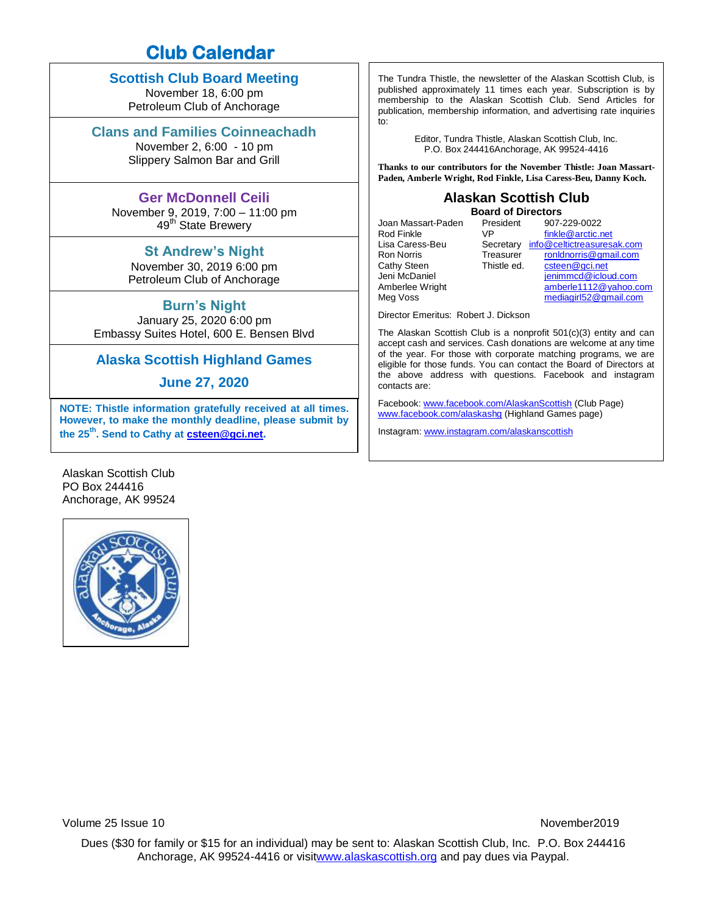# Club Calendar

### Scottish Club Board Meeting

November 18, 6:00 pm
Petroleum Club of Anchorage

### Clans and Families Coinneachadh

November 2, 6:00 - 10 pm
Slippery Salmon Bar and Grill

### Ger McDonnell Ceili

November 9, 2019, 7:00 – 11:00 pm
49th State Brewery

### St Andrew's Night

November 30, 2019 6:00 pm
Petroleum Club of Anchorage

### Burn's Night

January 25, 2020 6:00 pm
Embassy Suites Hotel, 600 E. Bensen Blvd

### Alaska Scottish Highland Games

**June 27, 2020**

**NOTE: Thistle information gratefully received at all times. However, to make the monthly deadline, please submit by the 25th. Send to Cathy at csteen@gci.net.**

Alaskan Scottish Club
PO Box 244416
Anchorage, AK 99524

The Tundra Thistle, the newsletter of the Alaskan Scottish Club, is published approximately 11 times each year. Subscription is by membership to the Alaskan Scottish Club. Send Articles for publication, membership information, and advertising rate inquiries to:

Editor, Tundra Thistle, Alaskan Scottish Club, Inc.
P.O. Box 244416Anchorage, AK 99524-4416

**Thanks to our contributors for the November Thistle: Joan Massart-Paden, Amberle Wright, Rod Finkle, Lisa Caress-Beu, Danny Koch.**

## Alaskan Scottish Club

### Board of Directors

| | | |
|---|---|---|
| Joan Massart-Paden | President | 907-229-0022 |
| Rod Finkle | VP | finkle@arctic.net |
| Lisa Caress-Beu | Secretary | info@celtictreasuresak.com |
| Ron Norris | Treasurer | ronldnorris@gmail.com |
| Cathy Steen | Thistle ed. | csteen@gci.net |
| Jeni McDaniel | | jenimmcd@icloud.com |
| Amberlee Wright | | amberle1112@yahoo.com |
| Meg Voss | | mediagirl52@gmail.com |

Director Emeritus: Robert J. Dickson

The Alaskan Scottish Club is a nonprofit 501(c)(3) entity and can accept cash and services. Cash donations are welcome at any time of the year. For those with corporate matching programs, we are eligible for those funds. You can contact the Board of Directors at the above address with questions. Facebook and instagram contacts are:

Facebook: www.facebook.com/AlaskanScottish (Club Page)
www.facebook.com/alaskashg (Highland Games page)

Instagram: www.instagram.com/alaskanscottish

Volume 25 Issue 10 November2019

Dues ($30 for family or $15 for an individual) may be sent to: Alaskan Scottish Club, Inc. P.O. Box 244416 Anchorage, AK 99524-4416 or visitwww.alaskascottish.org and pay dues via Paypal.